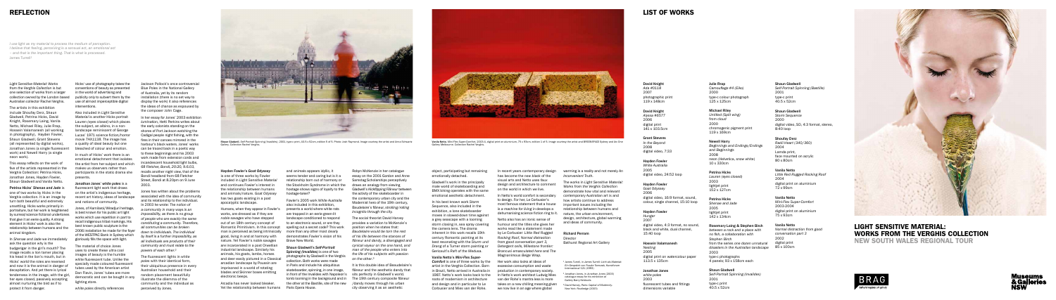## REFLECTION

*I use light as my material to process the medium of perception. I believe that feeling, perceiving is a sensual act, an emotional act – and that is the important thing. That is what is perceived.* James Turrell[1]

*Light Sensitive Material: Works from the Verghis Collection* is but one selection of works from a larger collection owned by the London based Australian collector Rachel Verghis.

The artists in this exhibition include Shoufay Derz, Shaun Gladwell, Petrina Hicks, David Knight, Rosemary Laing, Vanila Netto, Michael Riley, Julie Rrap, Hossein Valamanesh (all working in photography), Hayden Fowler, Shaun Gladwell, Grant Stevens (all represented by digital works), Jonathan Jones (a single fluorescent work) and Newell Harry (a single neon work).

This essay reflects on the work of five of the artists represented in the Verghis Collection: Petrina Hicks, Jonathan Jones, Hayden Fowler, Shaun Gladwell and Vanila Netto.

**Petrina Hicks'** *Shenae and Jade* is one of two works by Hicks in the Verghis collection. It is an image by turn both beautiful and extremely unsettling. Hicks works primarily in portraiture, but her work is heightened by surreal/science fictional undertones that give it an eerie quality. A strong element in Hicks' work is also the relationship between humans and the animal kingdom.

In *Shenae and Jade* we immediately ask the question why is the budgerigar in the girl's mouth? The image recalls a lion tamer placing his head in the lion's mouth, but in Hicks' world the roles are reversed and now it is the animal in danger of decapitation. And yet there is tender tenderness in the image, as the child, her eyes closed, passively accepting, almost nurturing the bird as if to protect it from danger.

Hicks' use of photography takes the conventions of beauty as presented in the world of advertising and publicity only to subvert them by the use of almost imperceptible digital interventions.

Also included in *Light Sensitive Material* is another Hicks portrait *Lauren (eyes closed)* which places the subject, an albino, in a non-landscape reminiscent of George Lucas' 1971 science fiction/horror movie *THX1138*. The image has a quality of bleached beauty but one bleached of colour and emotion.

In much of Hicks' work there is an emotional detachment that isolates the artist from her subject and which makes us observers rather than participants in the static drama she presents.

**Jonathan Jones'** *white poles* is a fluorescent light work that draws on the artist's indigenous heritage, recent art history, ideas of landscape and notions of community.

Jones, of Kamilaroi/Wiradjuri heritage, is best known for his public art light works which use repetition in part to recall indigenous tribal markings. His best known public sculpture is the 2006 installation he made for the foyer of the WESTPAC Bank in Sydney which gloriously fills the space with light.

The material of choice Jones uses to create these ultra cool images of beauty is the humble white fluorescent tube. Unlike the specially made coloured fluorescent tubes used by the American artist Dan Flavin, Jones' tubes are more democratic and can be bought in any lighting store.

*white poles* directly references Jackson Pollock's once controversial Blue Poles in the National Gallery of Australia, yet by its random installation (there is no set way to display the work) it also references the ideas of chance as espoused by the composer John Cage.

In *ten essays for tones* 2003 exhibition *Lumination*, Netti Perkins writes about the early colonists standing on the shores of Port Jackson watching the Cadigal people night fishing, with the fires in their canoes mirrored in the harbour's black water. Jones' works can be traced back in a poetic way to these beginnings and his 2004 work made from extension cords and incandescent household light bulbs, 68 *Fletcher, Bondi, 20:20, 9.6.03*, recalls another night view, that of the Bondi headland from 68 Fletcher Street, Bondi at 8.20pm on 9 June 2003.

Jones has written about the problems associated with the idea of community and its relationship to the individual. In 2003 he wrote: *The notion of a community in many ways is an individuality, as there is no group of people who are exactly the same constituting a community. Therefore, all communities can be broken down to individuals. The individual by itself is a further impossibility, as all individuals are products of their community and must relate to the powers of each other.*[2]

The fluorescent lights in *white poles* with their identical form, their ubiquitous presence in every Australian household and their random placement symbolically illustrate the dilemma of the community and the individual as perceived by Jones.

**Hayden Fowler's** *Goat Odyssey* is one of three works by Fowler included in *Light Sensitive Material* and continues Fowler's interest in the relationship between humans and animals/nature. *Goat Odyssey* has two goats existing in a post apocalyptic landscape.

Humans, when they appear in Fowler's works, are dressed as if they are *noble savages* who have stepped out of an 18th century concept of Romantic Primitivism. In this concept man is perceived as being intrinsically good, living in and at harmony with nature. Yet Fowler's noble savages are incorporated in a post Orwellian industrial landscape. Similarly his animals, his goats, lambs, horses and deer easily pictured in a Classical arcadian landscape by Poussin are imprisoned in a world of rotating blades and Skinner boxes emitting electronic beeps.

Arcadia has never looked bleaker. Yet the relationship between humans and animals appears idyllic, it seems tender and caring but is it a relationship born out of harmony or the Stockholm Syndrome in which the hostage shows signs of loyalty to the hostage-taker?

Fowler's 2005 work *White Australia* also included in this exhibition, presents a world where white rats are trapped in an eerie green-lit landscape conditioned to respond to an electronic sound, or are they spelling out a secret code? This work more than any other most clearly demonstrates Fowler's vision of the Brave New World.

***Shaun Gladwell's** Self-Portrait Spinning (Invalides)* is one of two photographs by Gladwell in the Verghis collection. Both works were made in Paris and include his ubiquitous skateboarder, spinning, in one image, in front of the Invalides with Napoleon's tomb looming in the background and in the other at the Bastille, site of the new Paris Opera House.

Robyn McKenzie in her catalogue essay on the 2001 Sordid and Anne Sumstag Scholarships perceptively draws an analogy from viewing Gladwell's *Kickflipping Flâneur* between the activity of the skateboarder in the contemporary urban city and the Modernist hero of the 19th century, Baudelaire's *flâneur, strolling/riding incognito through the city*.

The social theorist David Harvey provides a variation to McKenzie's position when he states that: *Baudelaire would be torn the rest of his life between the stances of flâneur and dandy, a disengaged and cynical voyeur on the one hand, and man of the people who enters into the life of his subjects with passion on the other.*[3]

It is this double idea of Beaudelaire's flâneur and the aesthetic dandy that sits perfectly in Gladwell's world. The 19th century composite flâneur /dandy moves through the urban city observing it as an aesthetic object, participating but remaining emotionally detached.

Gladwell's work in the principally male world of skateboarding and BMX biking operates with the same emotional aesthetic detachment.

In his best known work *Storm Sequence*, also included in the exhibition, a lone skateboarder moves in slowed-down time against a grey seascape with a looming storm closing in, sea spray covering the camera lens. The drama inherent in this work recalls 19th century Romantic painting at its best resonating with the *Sturm und Drang* of a Turner storm painting or Gericault's *Raft of the Medusa*.

**Vanila Netto's** *Mini-Flex Super-Comfort* is one of three works by the artist in the Verghis Collection. Born in Brazil, Netto arrived in Australia in 1987. Netto's work looks back to the roots of modernism in architecture and design and in particular to Le Corbusier and Mies van der Rohe.

In recent years contemporary design has become the new black of the visual arts and Netto uses faux design and architecture to comment on the world in which we live.

In Netto's world comfort is secondary to design. For her, Le Corbusier's most famous statement that a house is a machine for living in develops a dehumanising science fiction ring to it.

Netto also has an ironic sense of humour and the titles she gives her works read like a statement made by Le Corbusier: *Little Red Rugged Rocking Rest*, *Normal distraction from good conversation part 3*, *Detergent bells*, *Milestone Sonder-Braed* an ambiguous *Here and The Magnanimous Beige Ways*.

Her work also looks at ideas of excessive consumption and waste production in contemporary society. In Netto's work architect Ludwig Mies van der Rohe's mantra less is more takes on a new chilling meaning given we now live in an age where global warming is a reality and not merely *An Inconvenient Truth*.

The works in *Light Sensitive Material: Works from the Verghis Collection* demonstrate how vital and relevant contemporary Australian art is and how artists continue to address important issues including the relationship between humans and nature, the urban environment, design, architecture, global warming and ideas of community.

**Richard Perram**
Director
Bathurst Regional Art Gallery

[1] James Turrell, in James Turrell: Licht als Material (In Gespräch mit Gisela Schweizer), Kunstforum International 120 (1992).

[2] Jonathan Jones, in *Lumination* (exhib, 2003) catalogue essay for his exhibition at Gallery Barry Keldoulis.

[3] David Harvey, *Paris, Capital of Modernity*, (New York: Routledge (2003).

Shaun Gladwell, *Self-Portrait Spinning (Invalides)*, 2001, type-c print, 40.5 x 52cm, edition 5 of 5. Photo: Josh Raymond. Image courtesy the artist and Anna Schwartz Gallery. Collection Rachel Verghis.

Vanila Netto, *Mini-Flex Super-Comfort*, 2003-5, digital print on aluminium, 76 x 93cm, edition 1 of 5. Image courtesy the artist and BREENSPACE Sydney and Art One Gallery Melbourne. Collection Rachel Verghis.

## LIST OF WORKS

**David Knight**
*Ada #0118*
2007
photographic print
119 x 149cm

**David Knight**
*Alyssa #0577*
2006
digital print
141 x 103.5cm

**Grant Stevens**
*In the Beyond*
2008
digital video, 7:33

**Hayden Fowler**
*White Australia*
2005
digital video, 24:52 loop

**Hayden Fowler**
*Goat Odyssey*
2006
digital video, 10:9 format, sound, colour, single channel, 15:10 loop

**Hayden Fowler**
*Hunger*
2007
digital video, 4:3 format, no sound, black and white, dual channel, 15:40 loop

**Hossein Valamanesh**
*Nesting*
2005
digital print on watercolour paper
113.5 x 135cm

**Jonathan Jones**
*white poles*
2003
fluorescent tubes and fittings
dimensions variable

**Julie Rrap**
*Camouflage #4 (Eko)*
2000
type-c colour photograph
125 x 125cm

**Michael Riley**
*Untitled (Spilt wing) from cloud*
2000
chromogenic pigment print
119 x 169cm

**Newell Harry**
*Beginnings and Endings/Endings and Beginnings*
2008
neon (Helvetica, snow white)
10 x 320cm

**Petrina Hicks**
*Lauren (eyes closed)*
2003
lightjet print
152 x 127cm

**Petrina Hicks**
*Shenae and Jade*
2005
lightjet print
142 x 134cm

**Rosemary Laing & Stephen Birch**
*between a rock and a place with no fish, a collaboration with Stephen Birch from the series one dozen unnatural disasters in the Australian landscape*
2003
type-c photographs
4 panels: 93 x 118cm each

**Shaun Gladwell**
*Self-Portrait Spinning (Invalides)*
2001
type-c print
40.5 x 52cm

**Shaun Gladwell**
*Self-Portrait Spinning (Bastille)*
2001
type-c print
40.5 x 52cm

**Shaun Gladwell**
*Storm Sequence*
2000
digital video, SD, 4:3 format, stereo, 8:40 loop

**Shoufay Derz**
*Radii Heart (340/360)*
2004
Lambda print, face-mounted on acrylic
80 x 80cm

**Vanila Netto**
*Little Red Rugged Rocking Rest*
2004
digital print on aluminium
73 x 99cm

**Vanila Netto**
*Mini-Flex Super-Comfort*
2003-2004
digital print on aluminium
75 x 93cm

**Vanila Netto**
*Normal distraction from good conversation part 3*
2002
digital print
85 x 100cm

## LIGHT SENSITIVE MATERIAL: WORKS FROM THE VERGHIS COLLECTION
### NEW SOUTH WALES REGIONAL TOUR

BRAG
Museums & Galleries NSW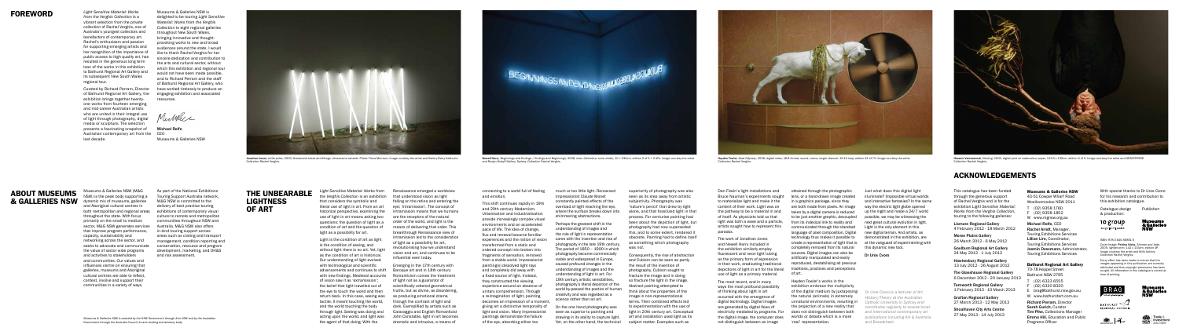# FOREWORD

*Light Sensitive Material: Works from the Verghis Collection* is a vibrant selection from the private collection of Rachel Verghis, one of Australia's youngest collectors and benefactors of contemporary art. Rachel's enthusiasm and passion for supporting emerging artists and her recognition of the importance of public access to high quality art, has resulted in the generous long term loan of the works in this exhibition to Bathurst Regional Art Gallery and its subsequent New South Wales regional tour.

Curated by Richard Perram, Director of Bathurst Regional Art Gallery, the exhibition brings together twenty one works from fourteen emerging and mid-career Australian artists who are united in their integral use of light through photography, digital media or sculpture. The selection presents a fascinating snapshot of Australian contemporary art from the last decade.

Museums & Galleries NSW is delighted to be touring *Light Sensitive Material: Works from the Verghis Collection* to eight regional galleries throughout New South Wales bringing innovative and thought-provoking works to new and broad audiences around the state. I would like to thank Rachel Verghis for her sincere dedication and contribution to the arts and cultural sector, without which this exhibition and regional tour would not have been made possible, and to Richard Perram and the staff of Bathurst Regional Art Gallery, who have worked tirelessly to produce an engaging exhibition and associated resources.

**Michael Rolfe**
CEO
Museums & Galleries NSW

Jonathan Jones, *white poles*, 2003, fluorescent tubes and fittings, dimensions variable. Photo: Fiona Morrison. Image courtesy the artist and Gallery Barry Keldoulis. Collection: Rachel Verghis.

Newell Harry, *Beginnings and Endings / Endings and Beginnings*, 2006, neon (Helvetica, snow white), 10 × 330cm, edition 2 of 3 + 2 AP's. Image courtesy the artist and Roslyn Oxley9 Gallery, Sydney. Collection: Rachel Verghis.

Hayden Fowler, *Goat Odyssey*, 2006, digital video, 16:9 format, sound, colour, single channel, 25:13 loop, edition 3/4 of 5. Image courtesy the artist. Collection: Rachel Verghis.

Hiroshi Matsumoto, *Untitled*, 2009, digital print on watercolour paper, 113.5 x 135cm, edition 4 of 5. Image courtesy the artist and GRANTPIRRIE. Collection: Rachel Verghis.

# ABOUT MUSEUMS & GALLERIES NSW

Museums & Galleries NSW (M&G NSW) is the peak body supporting a dynamic mix of museums, galleries and Aboriginal cultural centres in both metropolitan and regional areas throughout the state. With focus primarily on the small to medium sector, M&G NSW generates services that improve program performance, capacity, sustainability and networking across the sector, and seeks to advocate and communicate the value of sector wide programs and activities to stakeholders and communities. Our values and influences centre on ensuring that galleries, museums and Aboriginal cultural centres are able to reflect, contest, involve and support their communities in a variety of ways.

As part of the National Exhibitions Touring Support Australia network, M&G NSW is committed to the delivery of best practice touring exhibitions of contemporary visual culture to remote and metropolitan communities throughout NSW and Australia. M&G NSW also offers in-kind touring support across areas such as costing and transport management, condition reporting and conservation, resource and program development, marketing, and OH&S and risk assessment.

*Museums & Galleries NSW is funded by the NSW Government through Arts NSW and by the Australian Government through the Australia Council, its arts funding and advisory body.*

# THE UNBEARABLE LIGHTNESS OF ART

*Light Sensitive Material: Works from the Verghis Collection* is an exhibition that considers the symbolic and literal use of light in art. From an art historical perspective, examining the use of light in art means asking two questions: the question of light as a condition of art and the question of light as a possibility for art.

Light is the condition of art as light is the condition of seeing, and without light there is no art. Yet, light as the condition of art is historical. Our understanding of light evolves with technological and scientific advancements and continues to shift with new findings. Medieval accounts of vision saw it as 'extramission': the belief that light travelled out of the eye to touch the world and then return back. In this case, seeing was tactile. It meant touching the world, and the world touching the body through light. Seeing was doing and acting upon the world, and light was the agent of that doing. With the Renaissance emerged a worldview that understood vision as light falling on the retina and entering the eye: 'intromission'. The concept of intromission means that we humans are the receptors of the natural order of the world, and light is the means of delivering that order. This breakthrough Renaissance view of intromission led to the consideration of light as a possibility for art, revolutionising how we understand vision and art, and continues to be influential even today.

Emerging in the 17th century with Baroque art and in 18th century Romanticism comes the treatment of light not as a guarantor of scientifically ordered geometrical truths, but as diverse, as disorienting, as producing emotional drama through the contrast of light and dark. Exemplified by artists such as Caravaggio and English Romanticist John Constable, light in art became dramatic and intrusive, a means of connecting to a world full of feeling and emotion.

This shift continues rapidly in 19th and 20th century Modernism. Urbanisation and industrialisation provide increasingly complex visual environments and an accelerated pace of life. The idea of change, flux and renewal became familiar experiences and the notion of vision transformed from a static and ordered concept into broken into fragments of sensation, removed from a stable world. Impressionist painting(s) dissolved light rays and completely did away with a fixed source of light. Instead, they constructed the viewing experience around an absence of solitary comprehension. Through a reimagination of light, painting becomes an impression of a moment, giving art a distinctive temporality of light and vision. Many Impressionist paintings demonstrate the failure of the eye, absorbing either too much or too little light. Renowned Impressionist Claude Monet constantly painted effects of the overload of light reaching the eye, where the surface breaks down into shimmering abstractions.

Perhaps the greatest shift in the understanding of images and the role of light in representation came with the invention and rise of photography in the late 19th century. The period of 1850 – 1900 in which photography became commercially viable and widespread in Europe, caused profound changes in the understanding of images and the understanding of light in art. For 19th century artistic sensibilities, photography's literal depiction of the world by-passed the poetics of human creativity and was regarded as a science rather than an art.

On the one hand photography was seen as superior to painting and drawing in its ability to capture light. Yet, on the other hand, the technical superiority of photography was also seen as its step away from artistic subjectivity. Photography was 'nature's pencil' that drew by light alone, and that fossilised light in that process. For centuries painting had been about the depiction of light, but photography had now superseded this, and to some extent, rendered it obsolete. Painting had to define itself as something which photography was not.

Consequently, the rise of abstraction and Cubism can be seen as partly the result of the invention of photography. Cubism sought to fracture the image and in doing so fracture the light in the image. Abstract painting attempted to think about the properties of the image in non-representational terms. Their combined effects led to experimentation with the use of light in 20th century art. Conceptual art and installation used light as its subject matter. Examples such as Dan Flavin's light installations and Bruce Nauman's experiments sought to materialize light and make it the content of their work. Light was on the pathway to be a material in and of itself. As physicists told us that light was both a wave and a particle, artists sought how to represent this paradox.

The work of Jonathan Jones and Newell Harry included in the exhibition similarly employ fluorescent and neon light tubing as the primary form of expression in their work, eradicating traditional depictions of light in art for the literal use of light as a primary material.

The most recent, and in many ways the most profound possibility of thinking about light in art occurred with the emergence of digital technology. Digital images are generated by digital flows of electricity mediated by programs. For the digital image, the computer does not distinguish between an image obtained through the photographic lens, or a hand-drawn image created in a graphics package, since they are both made from pixels. An image taken by a digital camera is reduced to be just another graphic, decoupled from its indexical link to reality and communicated through the standard language of pixel composition. Digital technology thus makes it possible to create a representation of light that is completely removed from its natural sources. Digital images can also be artificially manipulated and easily reproduced, destabilising all previous traditions, practices and perceptions of art.

Hayden Fowler's works in the exhibition embrace the multiplicity of the digital medium by juxtaposing the natural (animals) in extremely unnatural environments, resulting in the projection of a new reality that does not distinguish between both worlds or debate which is a more 'real' representation.

Just what does this digital light illuminate? Impossible virtual worlds and interactive fantasies? In the same way the electric light globe opened up the night and made a 24/7 world possible, we may be witnessing the next great cultural evolution in light. Light is the only element in this new digital terrain. And artists, as demonstrated in this exhibition, are at the vanguard of experimenting with this dynamic new tool.

**Dr Uros Cvoro**

*Dr Uros Cvoro is a lecturer of Art History/Theory at the Australian Catholic University in Sydney and contributes regularly to several local and international contemporary art publications including Art & Australia, and Broadsheet.*

# ACKNOWLEDGEMENTS

This catalogue has been funded through the generous support of Rachel Verghis and is for the exhibition *Light Sensitive Material: Works from the Verghis Collection*, touring to the following galleries:

**Lismore Regional Gallery**
4 February 2012 - 18 March 2012

**Moree Plains Gallery**
26 March 2012 - 6 May 2012

**Goulburn Regional Art Gallery**
24 May 2012 - 1 July 2012

**Hawkesbury Regional Gallery**
13 July 2012 - 26 August 2012

**The Glasshouse Regional Gallery**
6 December 2012 - 20 January 2013

**Tamworth Regional Gallery**
1 February 2013 - 10 March 2013

**Grafton Regional Gallery**
27 March 2013 - 12 May 2013

**Shoalhaven City Arts Centre**
27 May 2013 - 14 July 2013

**Museums & Galleries NSW**
43-51 Cowper Wharf Road
Woolloomooloo NSW 2011
T (02) 9358 1760
F (02) 9358 1852
W www.mgnsw.org.au

**Michael Rolfe**, CEO
**Rachel Arndt**, Manager, Touring Exhibitions Services
**Lillian Lim**, Coordinator, Touring Exhibitions Services
**Jasmin Deesmann**, Administrator, Touring Exhibitions Services

**Bathurst Regional Art Gallery**
70-78 Keppel Street
Bathurst NSW 2795
T (02) 6333 6555
F (02) 6333 6330
E brag@bathurst.nsw.gov.au
W www.bathurstart.com.au

**Richard Perram**, Director
**Sarah Gurich**, Curator
**Tim Pike**, Collections Manager
**Emma Hill**, Education and Public Programs Officer

With special thanks to Dr Uros Cvoro for his research and contribution to this exhibition catalogue.

Catalogue design & production: 10group
Publisher: Museums & Galleries NSW

ISBN: 978-0-646-56691-5

Cover Image: Petrina Hicks, *Shenae and Jade*, 2005, lightjet print, 142 x 154cm, edition 4/6. Image courtesy the artist and Stills Gallery. Collection Rachel Verghis.

Every effort has been made to ensure that the images appearing in this publication are correctly attributed and that copyright permission has been sought. All information in this catalogue is correct at time of printing.